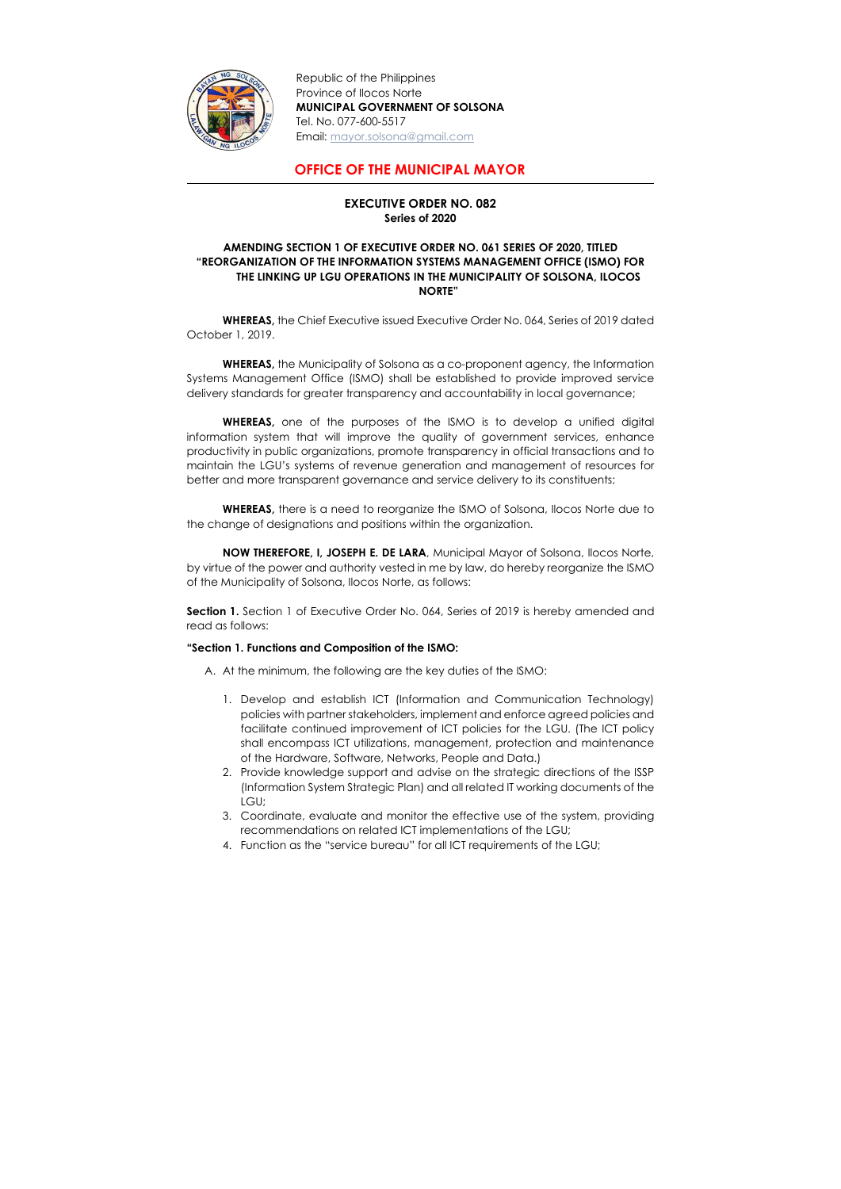Republic of the Philippines
Province of Ilocos Norte
**MUNICIPAL GOVERNMENT OF SOLSONA**
Tel. No. 077-600-5517
Email: mayor.solsona@gmail.com

## OFFICE OF THE MUNICIPAL MAYOR

**EXECUTIVE ORDER NO. 082**
**Series of 2020**

**AMENDING SECTION 1 OF EXECUTIVE ORDER NO. 061 SERIES OF 2020, TITLED "REORGANIZATION OF THE INFORMATION SYSTEMS MANAGEMENT OFFICE (ISMO) FOR THE LINKING UP LGU OPERATIONS IN THE MUNICIPALITY OF SOLSONA, ILOCOS NORTE"**

**WHEREAS,** the Chief Executive issued Executive Order No. 064, Series of 2019 dated October 1, 2019.

**WHEREAS,** the Municipality of Solsona as a co-proponent agency, the Information Systems Management Office (ISMO) shall be established to provide improved service delivery standards for greater transparency and accountability in local governance;

**WHEREAS,** one of the purposes of the ISMO is to develop a unified digital information system that will improve the quality of government services, enhance productivity in public organizations, promote transparency in official transactions and to maintain the LGU's systems of revenue generation and management of resources for better and more transparent governance and service delivery to its constituents;

**WHEREAS,** there is a need to reorganize the ISMO of Solsona, Ilocos Norte due to the change of designations and positions within the organization.

**NOW THEREFORE, I, JOSEPH E. DE LARA**, Municipal Mayor of Solsona, Ilocos Norte, by virtue of the power and authority vested in me by law, do hereby reorganize the ISMO of the Municipality of Solsona, Ilocos Norte, as follows:

**Section 1.** Section 1 of Executive Order No. 064, Series of 2019 is hereby amended and read as follows:

**"Section 1. Functions and Composition of the ISMO:**

A. At the minimum, the following are the key duties of the ISMO:

1. Develop and establish ICT (Information and Communication Technology) policies with partner stakeholders, implement and enforce agreed policies and facilitate continued improvement of ICT policies for the LGU. (The ICT policy shall encompass ICT utilizations, management, protection and maintenance of the Hardware, Software, Networks, People and Data.)
2. Provide knowledge support and advise on the strategic directions of the ISSP (Information System Strategic Plan) and all related IT working documents of the LGU;
3. Coordinate, evaluate and monitor the effective use of the system, providing recommendations on related ICT implementations of the LGU;
4. Function as the "service bureau" for all ICT requirements of the LGU;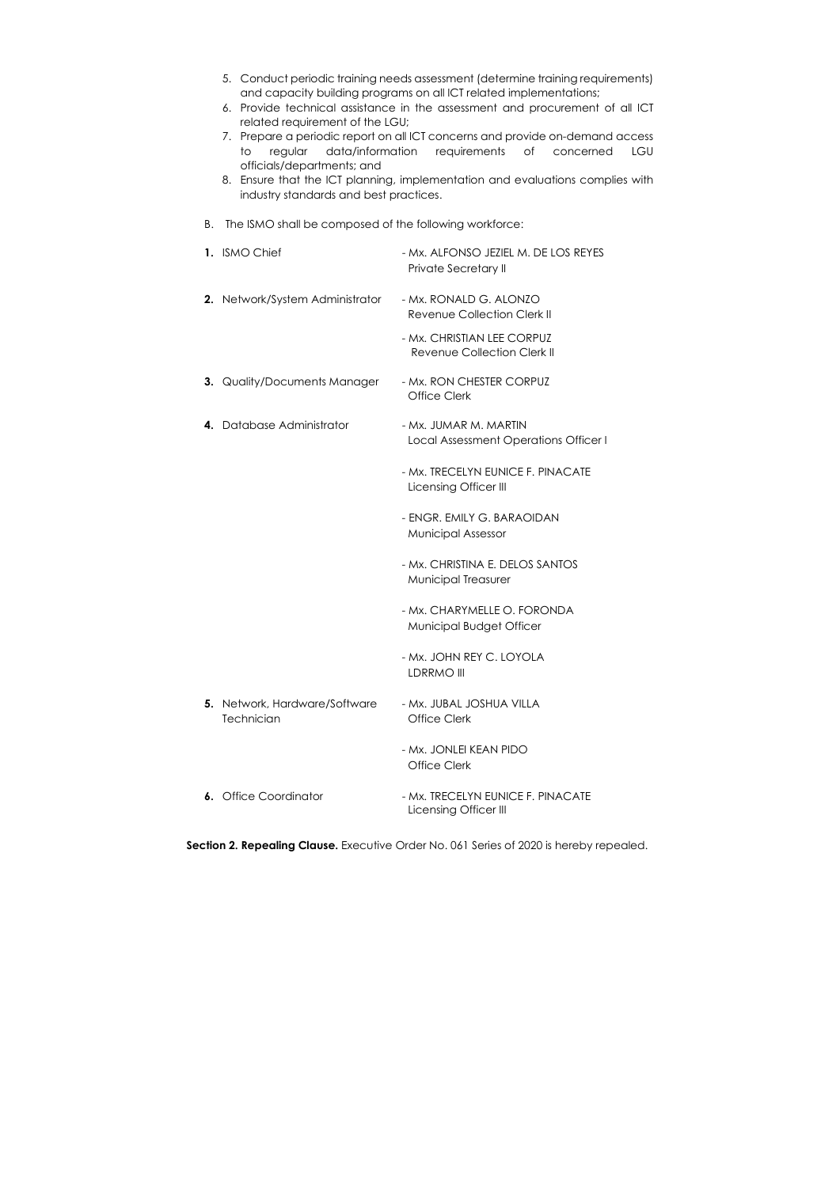5. Conduct periodic training needs assessment (determine training requirements) and capacity building programs on all ICT related implementations;
6. Provide technical assistance in the assessment and procurement of all ICT related requirement of the LGU;
7. Prepare a periodic report on all ICT concerns and provide on-demand access to regular data/information requirements of concerned LGU officials/departments; and
8. Ensure that the ICT planning, implementation and evaluations complies with industry standards and best practices.

B. The ISMO shall be composed of the following workforce:

**1.** ISMO Chief - Mx. ALFONSO JEZIEL M. DE LOS REYES
Private Secretary II

**2.** Network/System Administrator - Mx. RONALD G. ALONZO
Revenue Collection Clerk II

- Mx. CHRISTIAN LEE CORPUZ
Revenue Collection Clerk II

**3.** Quality/Documents Manager - Mx. RON CHESTER CORPUZ
Office Clerk

**4.** Database Administrator - Mx. JUMAR M. MARTIN
Local Assessment Operations Officer I

- Mx. TRECELYN EUNICE F. PINACATE
Licensing Officer III

- ENGR. EMILY G. BARAOIDAN
Municipal Assessor

- Mx. CHRISTINA E. DELOS SANTOS
Municipal Treasurer

- Mx. CHARYMELLE O. FORONDA
Municipal Budget Officer

- Mx. JOHN REY C. LOYOLA
LDRRMO III

**5.** Network, Hardware/Software Technician - Mx. JUBAL JOSHUA VILLA
Office Clerk

- Mx. JONLEI KEAN PIDO
Office Clerk

**6.** Office Coordinator - Mx. TRECELYN EUNICE F. PINACATE
Licensing Officer III

**Section 2. Repealing Clause.** Executive Order No. 061 Series of 2020 is hereby repealed.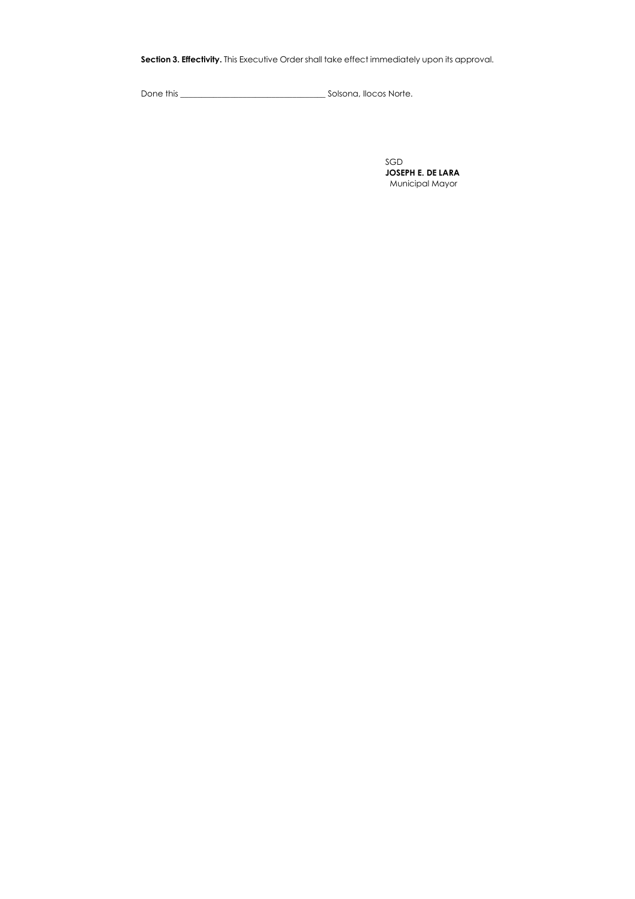**Section 3. Effectivity.** This Executive Order shall take effect immediately upon its approval.

Done this ________________________________ Solsona, Ilocos Norte.

SGD
**JOSEPH E. DE LARA**
Municipal Mayor